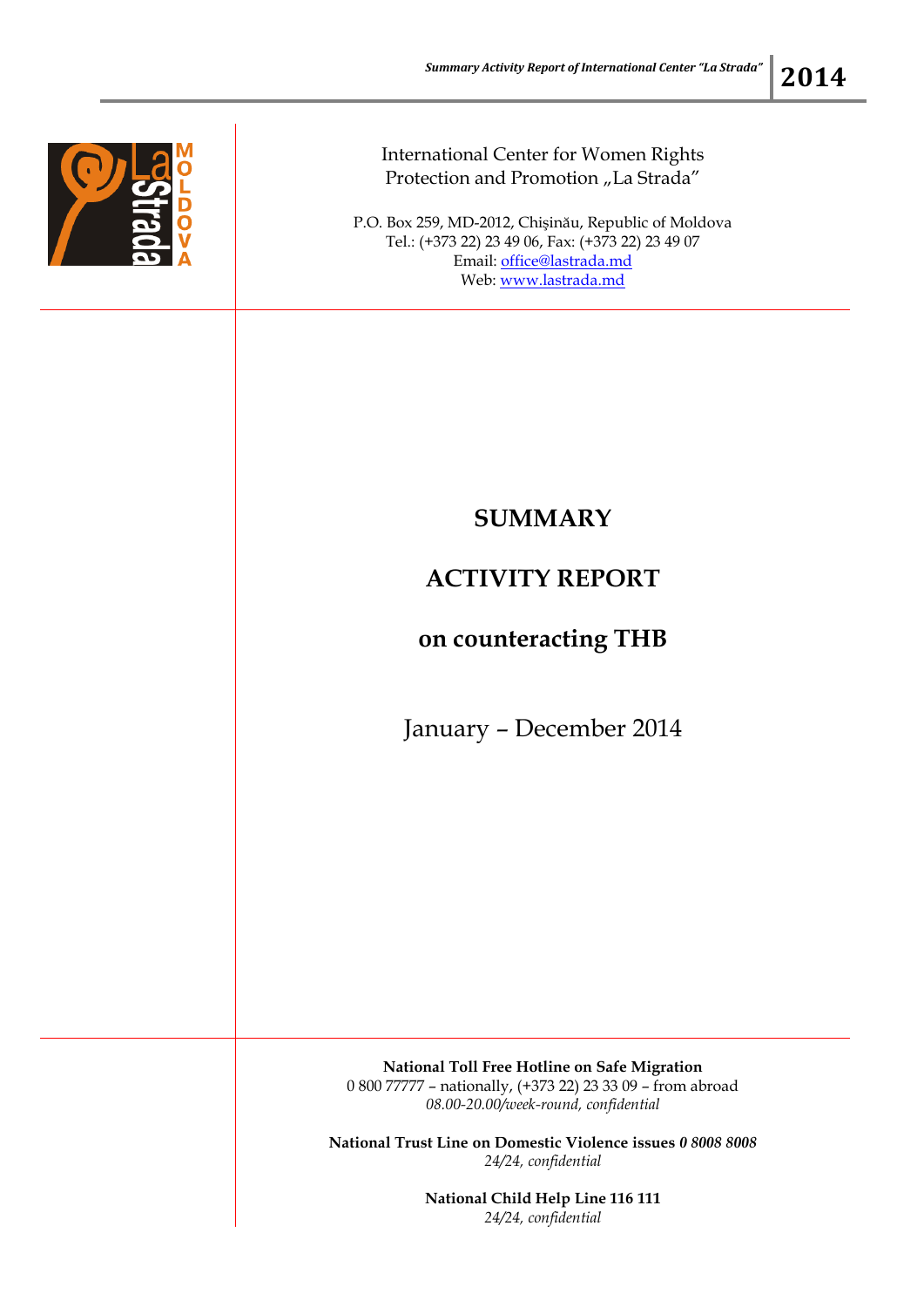International Center for Women Rights Protection and Promotion „La Strada"

P.O. Box 259, MD-2012, Chişinău, Republic of Moldova
Tel.: (+373 22) 23 49 06, Fax: (+373 22) 23 49 07
Email: office@lastrada.md
Web: www.lastrada.md

# SUMMARY

# ACTIVITY REPORT

# on counteracting THB

January – December 2014

**National Toll Free Hotline on Safe Migration**
0 800 77777 – nationally, (+373 22) 23 33 09 – from abroad
*08.00-20.00/week-round, confidential*

**National Trust Line on Domestic Violence issues *0 8008 8008***
*24/24, confidential*

**National Child Help Line 116 111**
*24/24, confidential*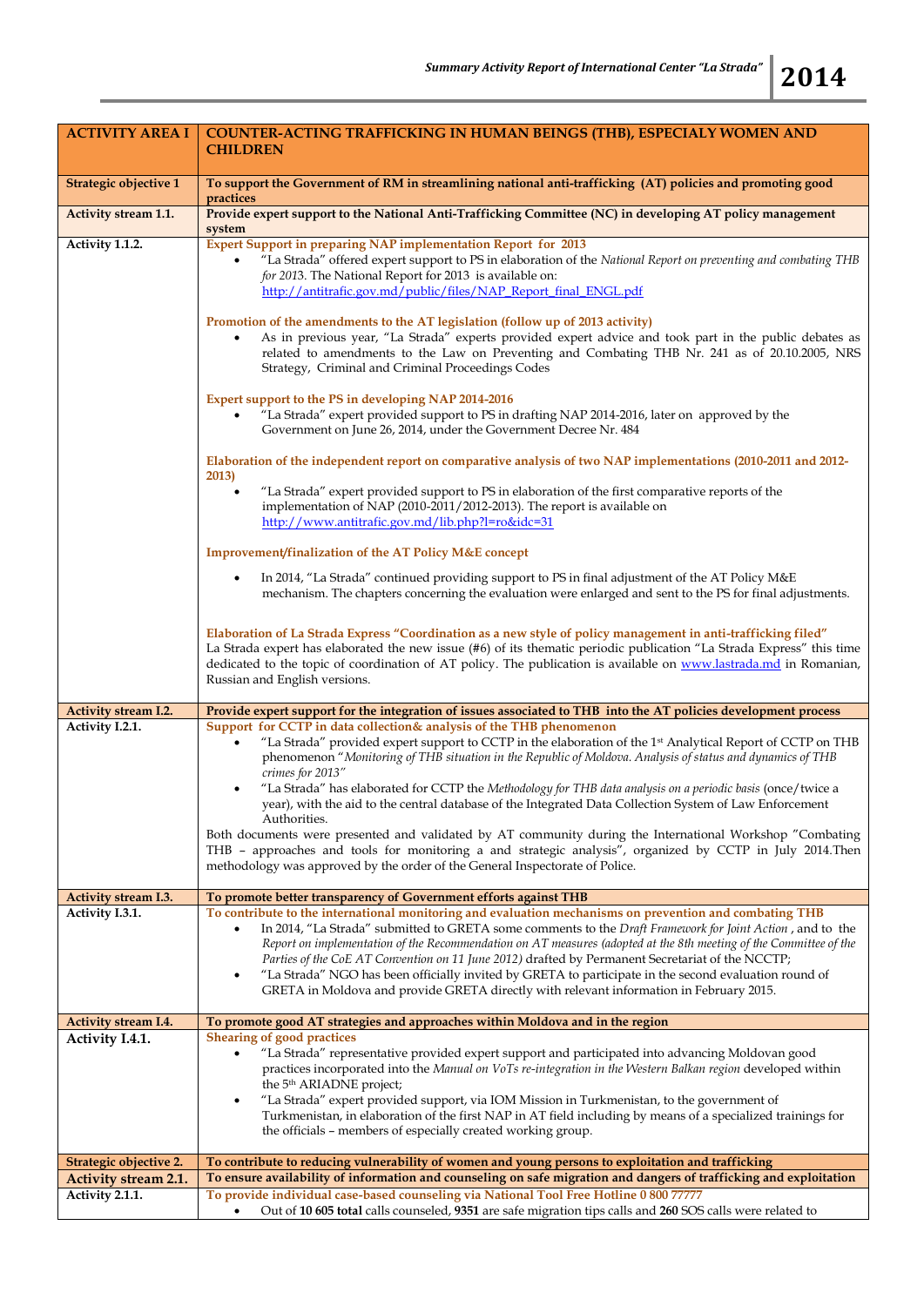| ACTIVITY AREA I | COUNTER-ACTING TRAFFICKING IN HUMAN BEINGS (THB), ESPECIALY WOMEN AND CHILDREN |
|---|---|
| **Strategic objective 1** | **To support the Government of RM in streamlining national anti-trafficking (AT) policies and promoting good practices** |
| **Activity stream 1.1.** | **Provide expert support to the National Anti-Trafficking Committee (NC) in developing AT policy management system** |
| **Activity 1.1.2.** | **Expert Support in preparing NAP implementation Report for 2013**<br>• "La Strada" offered expert support to PS in elaboration of the *National Report on preventing and combating THB for 201*3. The National Report for 2013 is available on: http://antitrafic.gov.md/public/files/NAP_Report_final_ENGL.pdf<br><br>**Promotion of the amendments to the AT legislation (follow up of 2013 activity)**<br>• As in previous year, "La Strada" experts provided expert advice and took part in the public debates as related to amendments to the Law on Preventing and Combating THB Nr. 241 as of 20.10.2005, NRS Strategy, Criminal and Criminal Proceedings Codes<br><br>**Expert support to the PS in developing NAP 2014-2016**<br>• "La Strada" expert provided support to PS in drafting NAP 2014-2016, later on approved by the Government on June 26, 2014, under the Government Decree Nr. 484<br><br>**Elaboration of the independent report on comparative analysis of two NAP implementations (2010-2011 and 2012-2013)**<br>• "La Strada" expert provided support to PS in elaboration of the first comparative reports of the implementation of NAP (2010-2011/2012-2013). The report is available on http://www.antitrafic.gov.md/lib.php?l=ro&idc=31<br><br>**Improvement/finalization of the AT Policy M&E concept**<br>• In 2014, "La Strada" continued providing support to PS in final adjustment of the AT Policy M&E mechanism. The chapters concerning the evaluation were enlarged and sent to the PS for final adjustments.<br><br>**Elaboration of La Strada Express "Coordination as a new style of policy management in anti-trafficking filed"**<br>La Strada expert has elaborated the new issue (#6) of its thematic periodic publication "La Strada Express" this time dedicated to the topic of coordination of AT policy. The publication is available on www.lastrada.md in Romanian, Russian and English versions. |
| **Activity stream I.2.** | **Provide expert support for the integration of issues associated to THB into the AT policies development process** |
| **Activity I.2.1.** | **Support for CCTP in data collection& analysis of the THB phenomenon**<br>• "La Strada" provided expert support to CCTP in the elaboration of the 1st Analytical Report of CCTP on THB phenomenon "*Monitoring of THB situation in the Republic of Moldova. Analysis of status and dynamics of THB crimes for 2013"*<br>• "La Strada" has elaborated for CCTP the *Methodology for THB data analysis on a periodic basis* (once/twice a year), with the aid to the central database of the Integrated Data Collection System of Law Enforcement Authorities.<br>Both documents were presented and validated by AT community during the International Workshop "Combating THB – approaches and tools for monitoring a and strategic analysis", organized by CCTP in July 2014.Then methodology was approved by the order of the General Inspectorate of Police. |
| **Activity stream I.3.** | **To promote better transparency of Government efforts against THB** |
| **Activity I.3.1.** | **To contribute to the international monitoring and evaluation mechanisms on prevention and combating THB**<br>• In 2014, "La Strada" submitted to GRETA some comments to the *Draft Framework for Joint Action* , and to the *Report on implementation of the Recommendation on AT measures (adopted at the 8th meeting of the Committee of the Parties of the CoE AT Convention on 11 June 2012)* drafted by Permanent Secretariat of the NCCTP;<br>• "La Strada" NGO has been officially invited by GRETA to participate in the second evaluation round of GRETA in Moldova and provide GRETA directly with relevant information in February 2015. |
| **Activity stream I.4.** | **To promote good AT strategies and approaches within Moldova and in the region** |
| **Activity I.4.1.** | **Shearing of good practices**<br>• "La Strada" representative provided expert support and participated into advancing Moldovan good practices incorporated into the *Manual on VoTs re-integration in the Western Balkan region* developed within the 5th ARIADNE project;<br>• "La Strada" expert provided support, via IOM Mission in Turkmenistan, to the government of Turkmenistan, in elaboration of the first NAP in AT field including by means of a specialized trainings for the officials – members of especially created working group. |
| **Strategic objective 2.** | **To contribute to reducing vulnerability of women and young persons to exploitation and trafficking** |
| **Activity stream 2.1.** | **To ensure availability of information and counseling on safe migration and dangers of trafficking and exploitation** |
| **Activity 2.1.1.** | **To provide individual case-based counseling via National Tool Free Hotline 0 800 77777**<br>• Out of **10 605 total** calls counseled, **9351** are safe migration tips calls and **260** SOS calls were related to |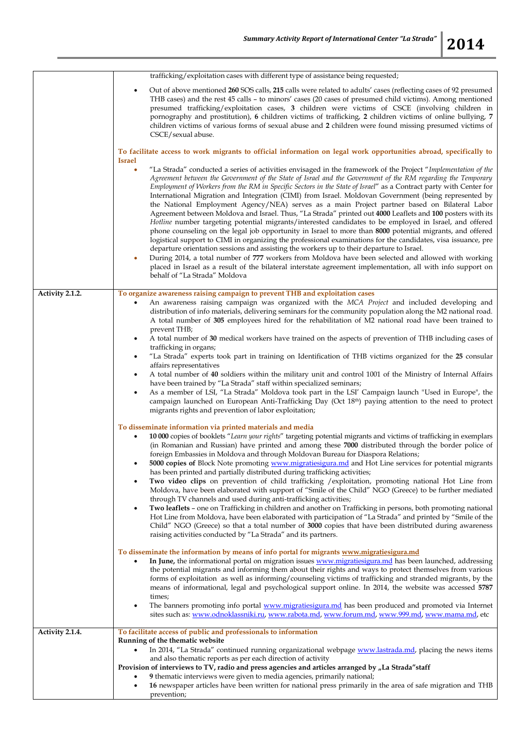| | |
|---|---|
| | trafficking/exploitation cases with different type of assistance being requested;<br>• Out of above mentioned **260** SOS calls, **215** calls were related to adults' cases (reflecting cases of 92 presumed THB cases) and the rest 45 calls – to minors' cases (20 cases of presumed child victims). Among mentioned presumed trafficking/exploitation cases, **3** children were victims of CSCE (involving children in pornography and prostitution), **6** children victims of trafficking, **2** children victims of online bullying, **7** children victims of various forms of sexual abuse and **2** children were found missing presumed victims of CSCE/sexual abuse.<br><br>**To facilitate access to work migrants to official information on legal work opportunities abroad, specifically to Israel**<br>• "La Strada" conducted a series of activities envisaged in the framework of the Project "*Implementation of the Agreement between the Government of the State of Israel and the Government of the RM regarding the Temporary Employment of Workers from the RM in Specific Sectors in the State of Israel*" as a Contract party with Center for International Migration and Integration (CIMI) from Israel. Moldovan Government (being represented by the National Employment Agency/NEA) serves as a main Project partner based on Bilateral Labor Agreement between Moldova and Israel. Thus, "La Strada" printed out **4000** Leaflets and **100** posters with its *Hotline* number targeting potential migrants/interested candidates to be employed in Israel, and offered phone counseling on the legal job opportunity in Israel to more than **8000** potential migrants, and offered logistical support to CIMI in organizing the professional examinations for the candidates, visa issuance, pre departure orientation sessions and assisting the workers up to their departure to Israel.<br>• During 2014, a total number of **777** workers from Moldova have been selected and allowed with working placed in Israel as a result of the bilateral interstate agreement implementation, all with info support on behalf of "La Strada" Moldova |
| **Activity 2.1.2.** | **To organize awareness raising campaign to prevent THB and exploitation cases**<br>• An awareness raising campaign was organized with the *MCA Project* and included developing and distribution of info materials, delivering seminars for the community population along the M2 national road. A total number of **305** employees hired for the rehabilitation of M2 national road have been trained to prevent THB;<br>• A total number of **30** medical workers have trained on the aspects of prevention of THB including cases of trafficking in organs;<br>• "La Strada" experts took part in training on Identification of THB victims organized for the **25** consular affairs representatives<br>• A total number of **40** soldiers within the military unit and control 1001 of the Ministry of Internal Affairs have been trained by "La Strada" staff within specialized seminars;<br>• As a member of LSI, "La Strada" Moldova took part in the LSI' Campaign launch "Used in Europe", the campaign launched on European Anti-Trafficking Day (Oct 18th) paying attention to the need to protect migrants rights and prevention of labor exploitation;<br><br>**To disseminate information via printed materials and media**<br>• **10 000** copies of booklets "*Learn your rights*" targeting potential migrants and victims of trafficking in exemplars (in Romanian and Russian) have printed and among these **7000** distributed through the border police of foreign Embassies in Moldova and through Moldovan Bureau for Diaspora Relations;<br>• **5000 copies of** Block Note promoting www.migratiesigura.md and Hot Line services for potential migrants has been printed and partially distributed during trafficking activities;<br>• **Two video clips** on prevention of child trafficking /exploitation, promoting national Hot Line from Moldova, have been elaborated with support of "Smile of the Child" NGO (Greece) to be further mediated through TV channels and used during anti-trafficking activities;<br>• **Two leaflets** – one on Trafficking in children and another on Trafficking in persons, both promoting national Hot Line from Moldova, have been elaborated with participation of "La Strada" and printed by "Smile of the Child" NGO (Greece) so that a total number of **3000** copies that have been distributed during awareness raising activities conducted by "La Strada" and its partners.<br><br>**To disseminate the information by means of info portal for migrants www.migratiesigura.md**<br>• **In June,** the informational portal on migration issues www.migratiesigura.md has been launched, addressing the potential migrants and informing them about their rights and ways to protect themselves from various forms of exploitation as well as informing/counseling victims of trafficking and stranded migrants, by the means of informational, legal and psychological support online. In 2014, the website was accessed **5787** times;<br>• The banners promoting info portal www.migratiesigura.md has been produced and promoted via Internet sites such as: www.odnoklassniki.ru, www.rabota.md, www.forum.md, www.999.md, www.mama.md, etc |
| **Activity 2.1.4.** | **To facilitate access of public and professionals to information**<br>**Running of the thematic website**<br>• In 2014, "La Strada" continued running organizational webpage www.lastrada.md, placing the news items and also thematic reports as per each direction of activity<br>**Provision of interviews to TV, radio and press agencies and articles arranged by „La Strada"staff**<br>• **9** thematic interviews were given to media agencies, primarily national;<br>• **16** newspaper articles have been written for national press primarily in the area of safe migration and THB prevention; |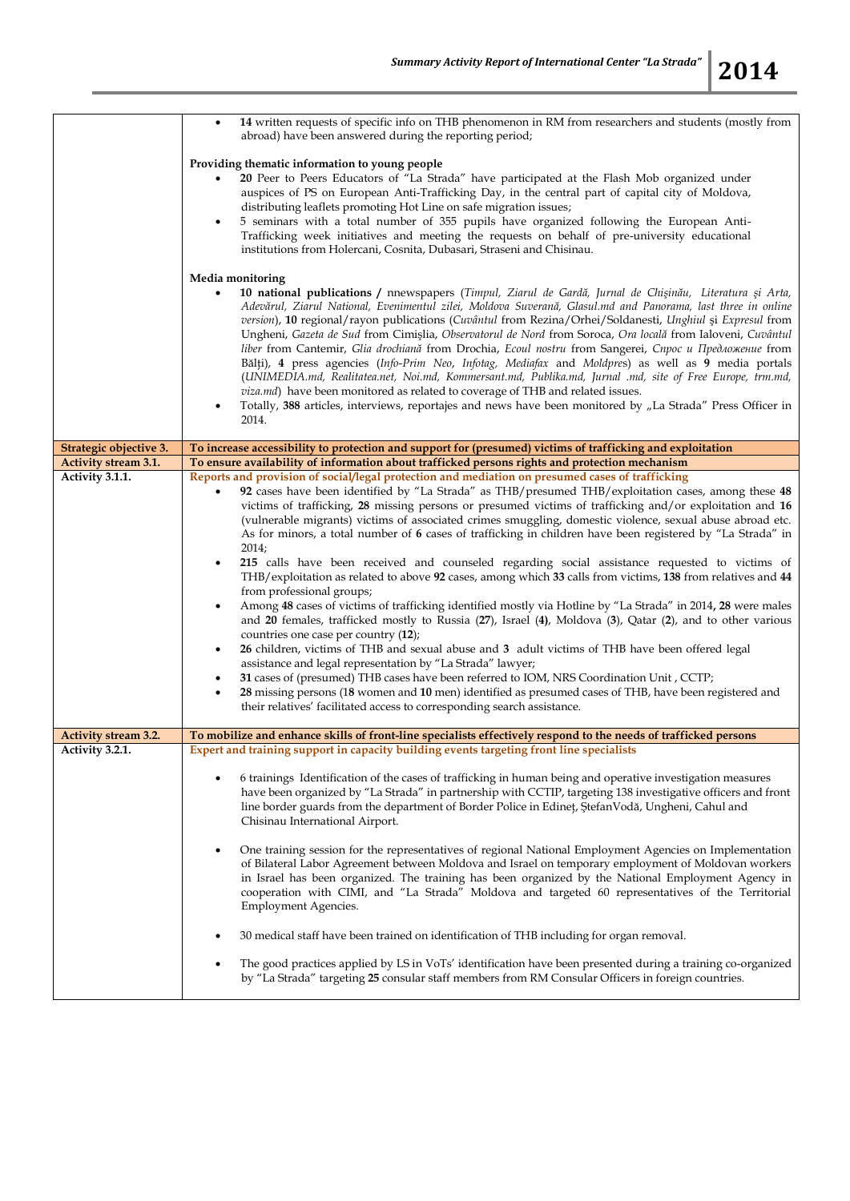| | |
|---|---|
| | • **14** written requests of specific info on THB phenomenon in RM from researchers and students (mostly from abroad) have been answered during the reporting period;<br><br>**Providing thematic information to young people**<br>• **20** Peer to Peers Educators of "La Strada" have participated at the Flash Mob organized under auspices of PS on European Anti-Trafficking Day, in the central part of capital city of Moldova, distributing leaflets promoting Hot Line on safe migration issues;<br>• 5 seminars with a total number of 355 pupils have organized following the European Anti-Trafficking week initiatives and meeting the requests on behalf of pre-university educational institutions from Holercani, Cosnita, Dubasari, Straseni and Chisinau.<br><br>**Media monitoring**<br>• **10 national publications /** nnewspapers (*Timpul, Ziarul de Gardă, Jurnal de Chişinău, Literatura şi Arta, Adevărul, Ziarul National, Evenimentul zilei, Moldova Suverană, Glasul.md and Panorama, last three in online version*), **10** regional/rayon publications (*Cuvântul* from Rezina/Orhei/Soldanesti, *Unghiul* şi *Expresul* from Ungheni, *Gazeta de Sud* from Cimişlia, *Observatorul de Nord* from Soroca, *Ora locală* from Ialoveni, *Cuvântul liber* from Cantemir, *Glia drochiană* from Drochia, *Ecoul nostru* from Sangerei, *Спрос и Предложение* from Bălți), **4** press agencies (*Info-Prim Neo, Infotag, Mediafax* and *Moldpres*) as well as **9** media portals (*UNIMEDIA.md, Realitatea.net, Noi.md, Kommersant.md, Publika.md, Jurnal .md, site of Free Europe, trm.md, viza.md*) have been monitored as related to coverage of THB and related issues.<br>• Totally, **388** articles, interviews, reportajes and news have been monitored by „La Strada" Press Officer in 2014. |
| **Strategic objective 3.** | **To increase accessibility to protection and support for (presumed) victims of trafficking and exploitation** |
| **Activity stream 3.1.** | **To ensure availability of information about trafficked persons rights and protection mechanism** |
| **Activity 3.1.1.** | **Reports and provision of social/legal protection and mediation on presumed cases of trafficking**<br>• **92** cases have been identified by "La Strada" as THB/presumed THB/exploitation cases, among these **48** victims of trafficking, **28** missing persons or presumed victims of trafficking and/or exploitation and **16** (vulnerable migrants) victims of associated crimes smuggling, domestic violence, sexual abuse abroad etc. As for minors, a total number of **6** cases of trafficking in children have been registered by "La Strada" in 2014;<br>• **215** calls have been received and counseled regarding social assistance requested to victims of THB/exploitation as related to above **92** cases, among which **33** calls from victims, **138** from relatives and **44** from professional groups;<br>• Among **48** cases of victims of trafficking identified mostly via Hotline by "La Strada" in 2014, **28** were males and **20** females, trafficked mostly to Russia (**27**), Israel (**4**), Moldova (**3**), Qatar (**2**), and to other various countries one case per country (**12**);<br>• **26** children, victims of THB and sexual abuse and **3** adult victims of THB have been offered legal assistance and legal representation by "La Strada" lawyer;<br>• **31** cases of (presumed) THB cases have been referred to IOM, NRS Coordination Unit , CCTP;<br>• **28** missing persons (1**8** women and **10** men) identified as presumed cases of THB, have been registered and their relatives' facilitated access to corresponding search assistance. |
| **Activity stream 3.2.** | **To mobilize and enhance skills of front-line specialists effectively respond to the needs of trafficked persons** |
| **Activity 3.2.1.** | **Expert and training support in capacity building events targeting front line specialists**<br><br>• 6 trainings Identification of the cases of trafficking in human being and operative investigation measures have been organized by "La Strada" in partnership with CCTIP, targeting 138 investigative officers and front line border guards from the department of Border Police in Edineț, ȘtefanVodă, Ungheni, Cahul and Chisinau International Airport.<br><br>• One training session for the representatives of regional National Employment Agencies on Implementation of Bilateral Labor Agreement between Moldova and Israel on temporary employment of Moldovan workers in Israel has been organized. The training has been organized by the National Employment Agency in cooperation with CIMI, and "La Strada" Moldova and targeted 60 representatives of the Territorial Employment Agencies.<br><br>• 30 medical staff have been trained on identification of THB including for organ removal.<br><br>• The good practices applied by LS in VoTs' identification have been presented during a training co-organized by "La Strada" targeting **25** consular staff members from RM Consular Officers in foreign countries. |